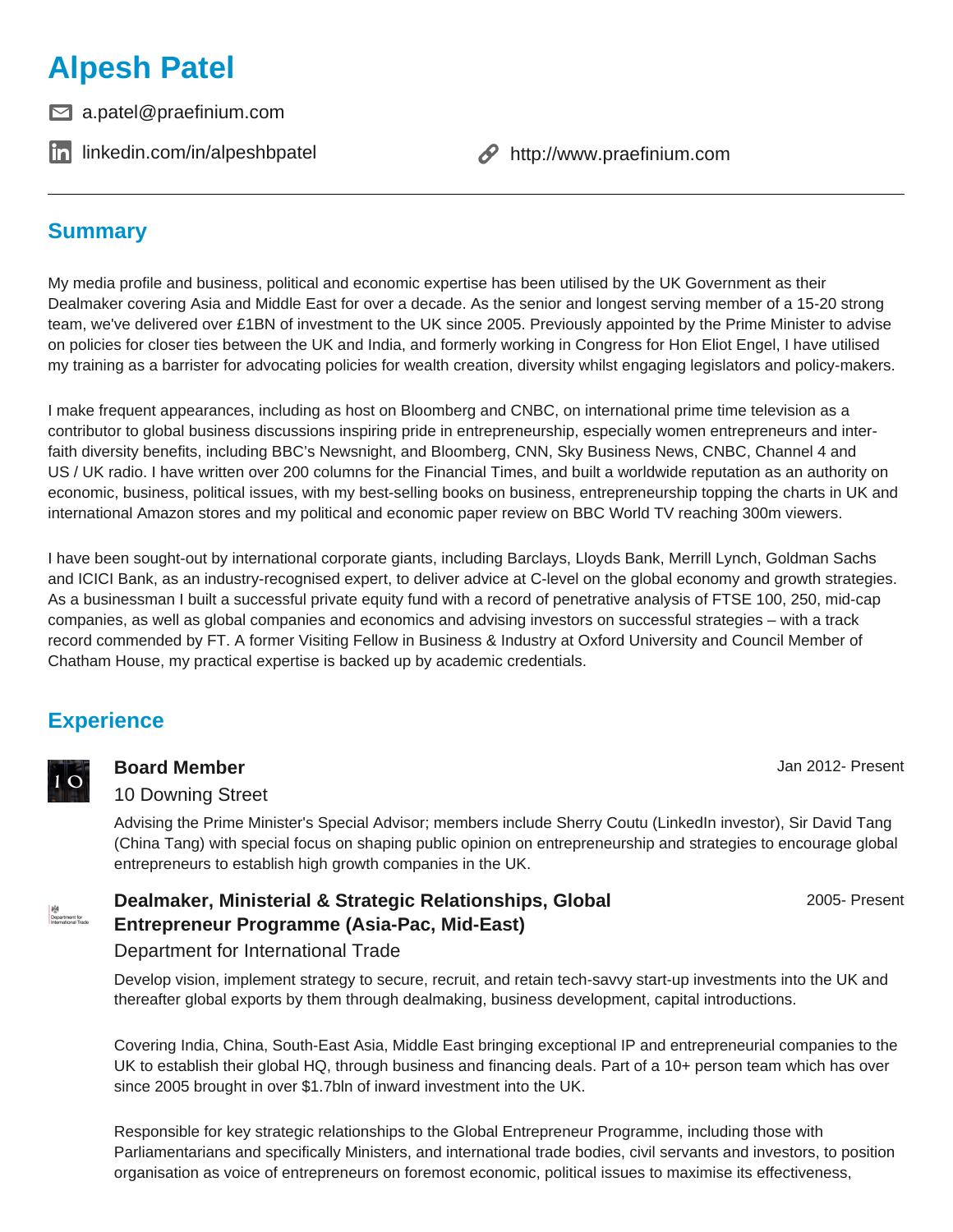# Alpesh Patel

a.patel@praefinium.com

linkedin.com/in/alpeshbpatel

http://www.praefinium.com

---

## Summary

My media profile and business, political and economic expertise has been utilised by the UK Government as their Dealmaker covering Asia and Middle East for over a decade. As the senior and longest serving member of a 15-20 strong team, we've delivered over £1BN of investment to the UK since 2005. Previously appointed by the Prime Minister to advise on policies for closer ties between the UK and India, and formerly working in Congress for Hon Eliot Engel, I have utilised my training as a barrister for advocating policies for wealth creation, diversity whilst engaging legislators and policy-makers.

I make frequent appearances, including as host on Bloomberg and CNBC, on international prime time television as a contributor to global business discussions inspiring pride in entrepreneurship, especially women entrepreneurs and inter-faith diversity benefits, including BBC's Newsnight, and Bloomberg, CNN, Sky Business News, CNBC, Channel 4 and US / UK radio. I have written over 200 columns for the Financial Times, and built a worldwide reputation as an authority on economic, business, political issues, with my best-selling books on business, entrepreneurship topping the charts in UK and international Amazon stores and my political and economic paper review on BBC World TV reaching 300m viewers.

I have been sought-out by international corporate giants, including Barclays, Lloyds Bank, Merrill Lynch, Goldman Sachs and ICICI Bank, as an industry-recognised expert, to deliver advice at C-level on the global economy and growth strategies. As a businessman I built a successful private equity fund with a record of penetrative analysis of FTSE 100, 250, mid-cap companies, as well as global companies and economics and advising investors on successful strategies – with a track record commended by FT. A former Visiting Fellow in Business & Industry at Oxford University and Council Member of Chatham House, my practical expertise is backed up by academic credentials.

## Experience

### Board Member
**10 Downing Street**
Jan 2012- Present

Advising the Prime Minister's Special Advisor; members include Sherry Coutu (LinkedIn investor), Sir David Tang (China Tang) with special focus on shaping public opinion on entrepreneurship and strategies to encourage global entrepreneurs to establish high growth companies in the UK.

### Dealmaker, Ministerial & Strategic Relationships, Global Entrepreneur Programme (Asia-Pac, Mid-East)
**Department for International Trade**
2005- Present

Develop vision, implement strategy to secure, recruit, and retain tech-savvy start-up investments into the UK and thereafter global exports by them through dealmaking, business development, capital introductions.

Covering India, China, South-East Asia, Middle East bringing exceptional IP and entrepreneurial companies to the UK to establish their global HQ, through business and financing deals. Part of a 10+ person team which has over since 2005 brought in over $1.7bln of inward investment into the UK.

Responsible for key strategic relationships to the Global Entrepreneur Programme, including those with Parliamentarians and specifically Ministers, and international trade bodies, civil servants and investors, to position organisation as voice of entrepreneurs on foremost economic, political issues to maximise its effectiveness,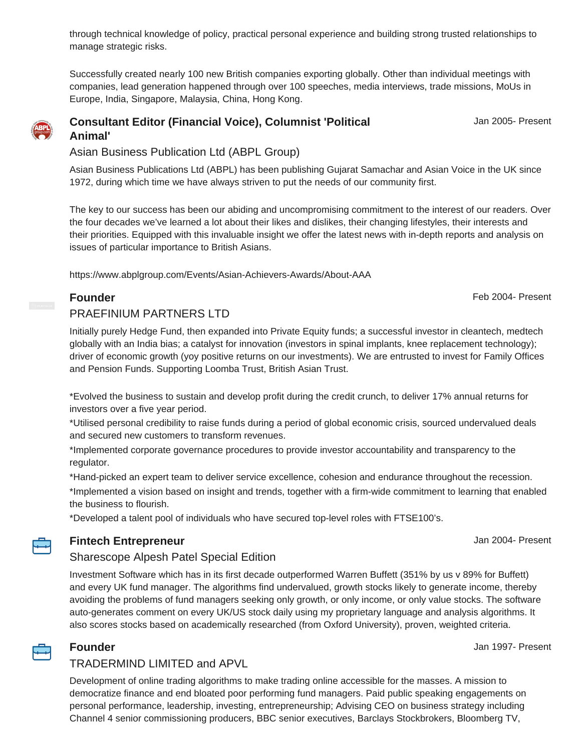through technical knowledge of policy, practical personal experience and building strong trusted relationships to manage strategic risks.

Successfully created nearly 100 new British companies exporting globally. Other than individual meetings with companies, lead generation happened through over 100 speeches, media interviews, trade missions, MoUs in Europe, India, Singapore, Malaysia, China, Hong Kong.

### Consultant Editor (Financial Voice), Columnist 'Political Animal'

Jan 2005- Present

Asian Business Publication Ltd (ABPL Group)

Asian Business Publications Ltd (ABPL) has been publishing Gujarat Samachar and Asian Voice in the UK since 1972, during which time we have always striven to put the needs of our community first.

The key to our success has been our abiding and uncompromising commitment to the interest of our readers. Over the four decades we've learned a lot about their likes and dislikes, their changing lifestyles, their interests and their priorities. Equipped with this invaluable insight we offer the latest news with in-depth reports and analysis on issues of particular importance to British Asians.

https://www.abplgroup.com/Events/Asian-Achievers-Awards/About-AAA

### Founder

Feb 2004- Present

PRAEFINIUM PARTNERS LTD

Initially purely Hedge Fund, then expanded into Private Equity funds; a successful investor in cleantech, medtech globally with an India bias; a catalyst for innovation (investors in spinal implants, knee replacement technology); driver of economic growth (yoy positive returns on our investments). We are entrusted to invest for Family Offices and Pension Funds. Supporting Loomba Trust, British Asian Trust.

*Evolved the business to sustain and develop profit during the credit crunch, to deliver 17% annual returns for investors over a five year period.
*Utilised personal credibility to raise funds during a period of global economic crisis, sourced undervalued deals and secured new customers to transform revenues.
*Implemented corporate governance procedures to provide investor accountability and transparency to the regulator.
*Hand-picked an expert team to deliver service excellence, cohesion and endurance throughout the recession.
*Implemented a vision based on insight and trends, together with a firm-wide commitment to learning that enabled the business to flourish.
*Developed a talent pool of individuals who have secured top-level roles with FTSE100's.

### Fintech Entrepreneur

Jan 2004- Present

Sharescope Alpesh Patel Special Edition

Investment Software which has in its first decade outperformed Warren Buffett (351% by us v 89% for Buffett) and every UK fund manager. The algorithms find undervalued, growth stocks likely to generate income, thereby avoiding the problems of fund managers seeking only growth, or only income, or only value stocks. The software auto-generates comment on every UK/US stock daily using my proprietary language and analysis algorithms. It also scores stocks based on academically researched (from Oxford University), proven, weighted criteria.

### Founder

Jan 1997- Present

TRADERMIND LIMITED and APVL

Development of online trading algorithms to make trading online accessible for the masses. A mission to democratize finance and end bloated poor performing fund managers. Paid public speaking engagements on personal performance, leadership, investing, entrepreneurship; Advising CEO on business strategy including Channel 4 senior commissioning producers, BBC senior executives, Barclays Stockbrokers, Bloomberg TV,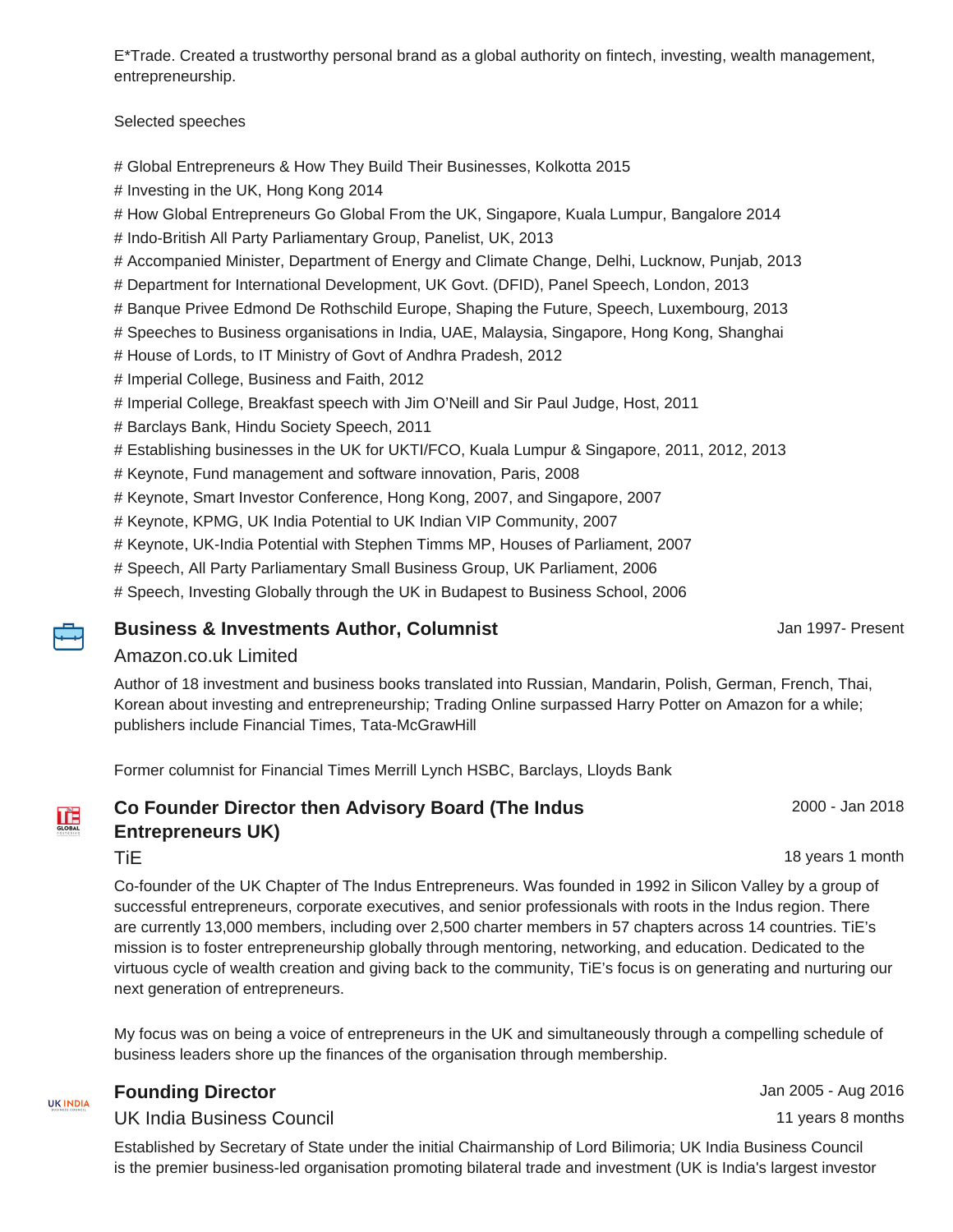E*Trade. Created a trustworthy personal brand as a global authority on fintech, investing, wealth management, entrepreneurship.

Selected speeches

# Global Entrepreneurs & How They Build Their Businesses, Kolkotta 2015
# Investing in the UK, Hong Kong 2014
# How Global Entrepreneurs Go Global From the UK, Singapore, Kuala Lumpur, Bangalore 2014
# Indo-British All Party Parliamentary Group, Panelist, UK, 2013
# Accompanied Minister, Department of Energy and Climate Change, Delhi, Lucknow, Punjab, 2013
# Department for International Development, UK Govt. (DFID), Panel Speech, London, 2013
# Banque Privee Edmond De Rothschild Europe, Shaping the Future, Speech, Luxembourg, 2013
# Speeches to Business organisations in India, UAE, Malaysia, Singapore, Hong Kong, Shanghai
# House of Lords, to IT Ministry of Govt of Andhra Pradesh, 2012
# Imperial College, Business and Faith, 2012
# Imperial College, Breakfast speech with Jim O'Neill and Sir Paul Judge, Host, 2011
# Barclays Bank, Hindu Society Speech, 2011
# Establishing businesses in the UK for UKTI/FCO, Kuala Lumpur & Singapore, 2011, 2012, 2013
# Keynote, Fund management and software innovation, Paris, 2008
# Keynote, Smart Investor Conference, Hong Kong, 2007, and Singapore, 2007
# Keynote, KPMG, UK India Potential to UK Indian VIP Community, 2007
# Keynote, UK-India Potential with Stephen Timms MP, Houses of Parliament, 2007
# Speech, All Party Parliamentary Small Business Group, UK Parliament, 2006
# Speech, Investing Globally through the UK in Budapest to Business School, 2006

### Business & Investments Author, Columnist

Amazon.co.uk Limited

Jan 1997- Present

Author of 18 investment and business books translated into Russian, Mandarin, Polish, German, French, Thai, Korean about investing and entrepreneurship; Trading Online surpassed Harry Potter on Amazon for a while; publishers include Financial Times, Tata-McGrawHill

Former columnist for Financial Times Merrill Lynch HSBC, Barclays, Lloyds Bank

### Co Founder Director then Advisory Board (The Indus Entrepreneurs UK)

TiE

2000 - Jan 2018

18 years 1 month

Co-founder of the UK Chapter of The Indus Entrepreneurs. Was founded in 1992 in Silicon Valley by a group of successful entrepreneurs, corporate executives, and senior professionals with roots in the Indus region. There are currently 13,000 members, including over 2,500 charter members in 57 chapters across 14 countries. TiE's mission is to foster entrepreneurship globally through mentoring, networking, and education. Dedicated to the virtuous cycle of wealth creation and giving back to the community, TiE's focus is on generating and nurturing our next generation of entrepreneurs.

My focus was on being a voice of entrepreneurs in the UK and simultaneously through a compelling schedule of business leaders shore up the finances of the organisation through membership.

### Founding Director

UK India Business Council

Jan 2005 - Aug 2016

11 years 8 months

Established by Secretary of State under the initial Chairmanship of Lord Bilimoria; UK India Business Council is the premier business-led organisation promoting bilateral trade and investment (UK is India's largest investor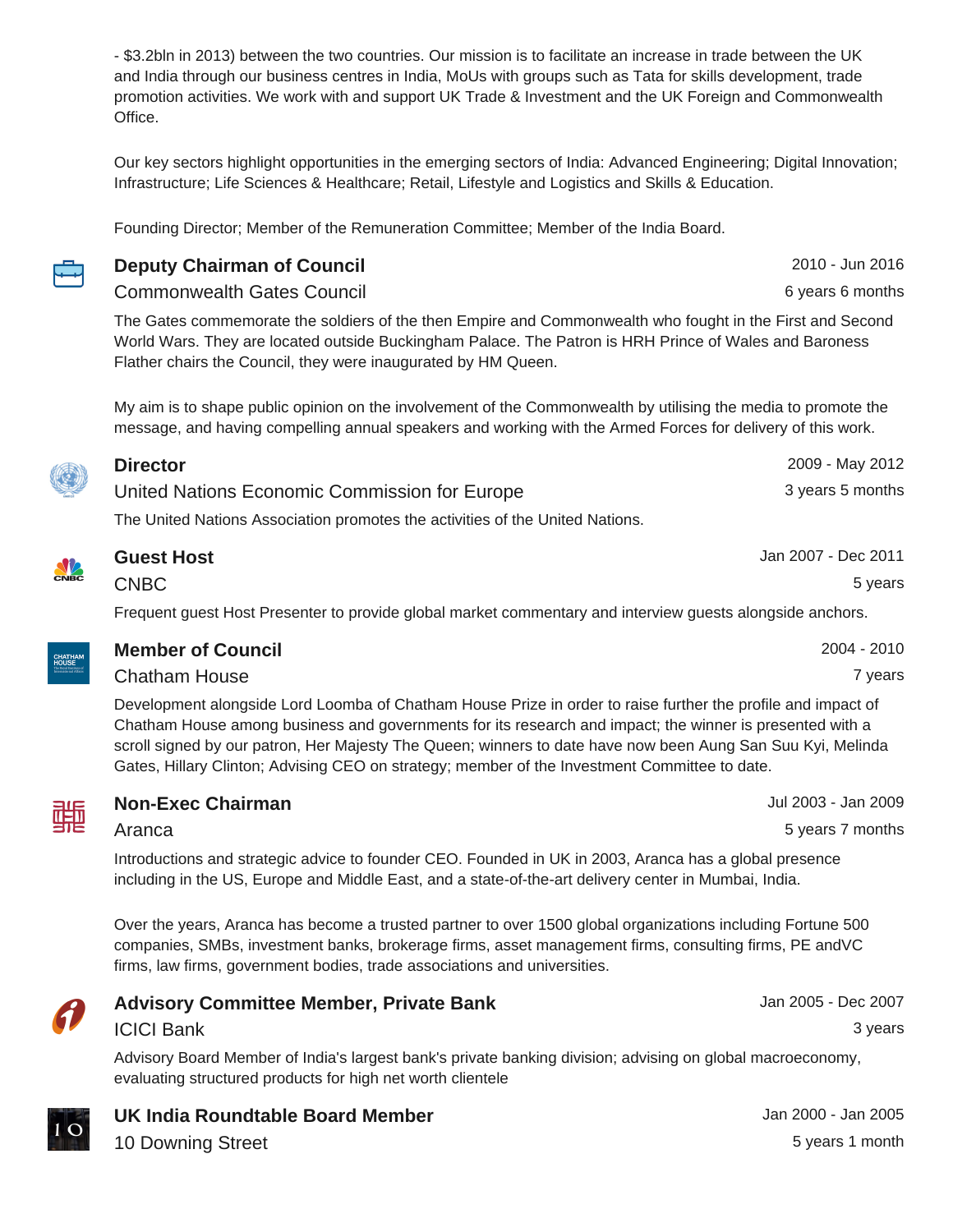- $3.2bln in 2013) between the two countries. Our mission is to facilitate an increase in trade between the UK and India through our business centres in India, MoUs with groups such as Tata for skills development, trade promotion activities. We work with and support UK Trade & Investment and the UK Foreign and Commonwealth Office.

Our key sectors highlight opportunities in the emerging sectors of India: Advanced Engineering; Digital Innovation; Infrastructure; Life Sciences & Healthcare; Retail, Lifestyle and Logistics and Skills & Education.

Founding Director; Member of the Remuneration Committee; Member of the India Board.

### Deputy Chairman of Council
Commonwealth Gates Council
2010 - Jun 2016
6 years 6 months

The Gates commemorate the soldiers of the then Empire and Commonwealth who fought in the First and Second World Wars. They are located outside Buckingham Palace. The Patron is HRH Prince of Wales and Baroness Flather chairs the Council, they were inaugurated by HM Queen.

My aim is to shape public opinion on the involvement of the Commonwealth by utilising the media to promote the message, and having compelling annual speakers and working with the Armed Forces for delivery of this work.

### Director
United Nations Economic Commission for Europe
2009 - May 2012
3 years 5 months

The United Nations Association promotes the activities of the United Nations.

### Guest Host
CNBC
Jan 2007 - Dec 2011
5 years

Frequent guest Host Presenter to provide global market commentary and interview guests alongside anchors.

### Member of Council
Chatham House
2004 - 2010
7 years

Development alongside Lord Loomba of Chatham House Prize in order to raise further the profile and impact of Chatham House among business and governments for its research and impact; the winner is presented with a scroll signed by our patron, Her Majesty The Queen; winners to date have now been Aung San Suu Kyi, Melinda Gates, Hillary Clinton; Advising CEO on strategy; member of the Investment Committee to date.

### Non-Exec Chairman
Aranca
Jul 2003 - Jan 2009
5 years 7 months

Introductions and strategic advice to founder CEO. Founded in UK in 2003, Aranca has a global presence including in the US, Europe and Middle East, and a state-of-the-art delivery center in Mumbai, India.

Over the years, Aranca has become a trusted partner to over 1500 global organizations including Fortune 500 companies, SMBs, investment banks, brokerage firms, asset management firms, consulting firms, PE andVC firms, law firms, government bodies, trade associations and universities.

### Advisory Committee Member, Private Bank
ICICI Bank
Jan 2005 - Dec 2007
3 years

Advisory Board Member of India's largest bank's private banking division; advising on global macroeconomy, evaluating structured products for high net worth clientele

### UK India Roundtable Board Member
10 Downing Street
Jan 2000 - Jan 2005
5 years 1 month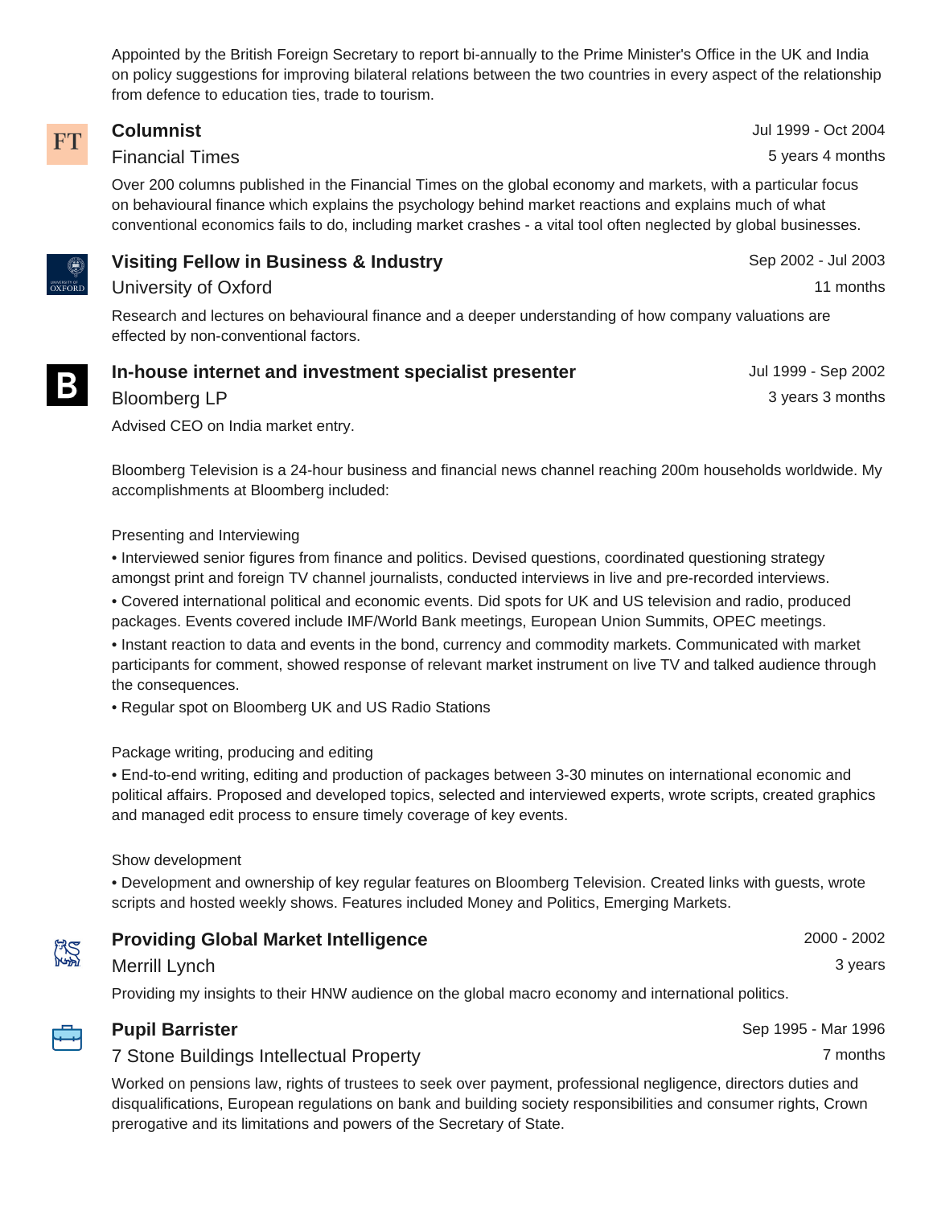Appointed by the British Foreign Secretary to report bi-annually to the Prime Minister's Office in the UK and India on policy suggestions for improving bilateral relations between the two countries in every aspect of the relationship from defence to education ties, trade to tourism.

### Columnist

Financial Times

Jul 1999 - Oct 2004
5 years 4 months

Over 200 columns published in the Financial Times on the global economy and markets, with a particular focus on behavioural finance which explains the psychology behind market reactions and explains much of what conventional economics fails to do, including market crashes - a vital tool often neglected by global businesses.

### Visiting Fellow in Business & Industry

University of Oxford

Sep 2002 - Jul 2003
11 months

Research and lectures on behavioural finance and a deeper understanding of how company valuations are effected by non-conventional factors.

### In-house internet and investment specialist presenter

Bloomberg LP

Jul 1999 - Sep 2002
3 years 3 months

Advised CEO on India market entry.

Bloomberg Television is a 24-hour business and financial news channel reaching 200m households worldwide. My accomplishments at Bloomberg included:

Presenting and Interviewing

• Interviewed senior figures from finance and politics. Devised questions, coordinated questioning strategy amongst print and foreign TV channel journalists, conducted interviews in live and pre-recorded interviews.

• Covered international political and economic events. Did spots for UK and US television and radio, produced packages. Events covered include IMF/World Bank meetings, European Union Summits, OPEC meetings.

• Instant reaction to data and events in the bond, currency and commodity markets. Communicated with market participants for comment, showed response of relevant market instrument on live TV and talked audience through the consequences.

• Regular spot on Bloomberg UK and US Radio Stations

Package writing, producing and editing

• End-to-end writing, editing and production of packages between 3-30 minutes on international economic and political affairs. Proposed and developed topics, selected and interviewed experts, wrote scripts, created graphics and managed edit process to ensure timely coverage of key events.

Show development

• Development and ownership of key regular features on Bloomberg Television. Created links with guests, wrote scripts and hosted weekly shows. Features included Money and Politics, Emerging Markets.

### Providing Global Market Intelligence

Merrill Lynch

2000 - 2002
3 years

Providing my insights to their HNW audience on the global macro economy and international politics.

### Pupil Barrister

7 Stone Buildings Intellectual Property

Sep 1995 - Mar 1996
7 months

Worked on pensions law, rights of trustees to seek over payment, professional negligence, directors duties and disqualifications, European regulations on bank and building society responsibilities and consumer rights, Crown prerogative and its limitations and powers of the Secretary of State.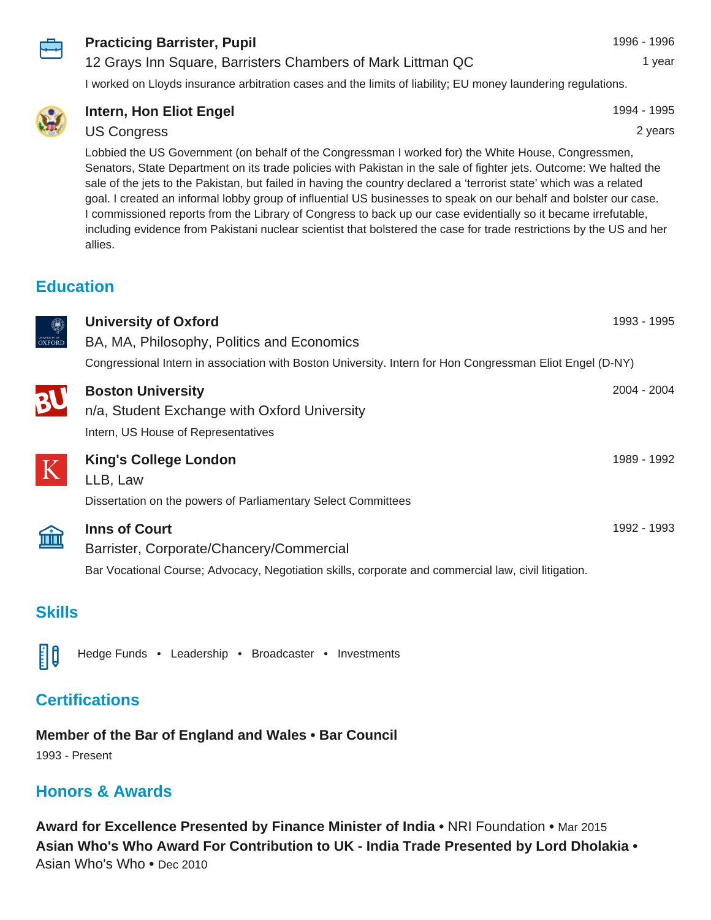### Practicing Barrister, Pupil

12 Grays Inn Square, Barristers Chambers of Mark Littman QC

1996 - 1996
1 year

I worked on Lloyds insurance arbitration cases and the limits of liability; EU money laundering regulations.

### Intern, Hon Eliot Engel

US Congress

1994 - 1995
2 years

Lobbied the US Government (on behalf of the Congressman I worked for) the White House, Congressmen, Senators, State Department on its trade policies with Pakistan in the sale of fighter jets. Outcome: We halted the sale of the jets to the Pakistan, but failed in having the country declared a 'terrorist state' which was a related goal. I created an informal lobby group of influential US businesses to speak on our behalf and bolster our case. I commissioned reports from the Library of Congress to back up our case evidentially so it became irrefutable, including evidence from Pakistani nuclear scientist that bolstered the case for trade restrictions by the US and her allies.

## Education

### University of Oxford

BA, MA, Philosophy, Politics and Economics

1993 - 1995

Congressional Intern in association with Boston University. Intern for Hon Congressman Eliot Engel (D-NY)

### Boston University

n/a, Student Exchange with Oxford University

2004 - 2004

Intern, US House of Representatives

### King's College London

LLB, Law

1989 - 1992

Dissertation on the powers of Parliamentary Select Committees

### Inns of Court

Barrister, Corporate/Chancery/Commercial

1992 - 1993

Bar Vocational Course; Advocacy, Negotiation skills, corporate and commercial law, civil litigation.

## Skills

Hedge Funds • Leadership • Broadcaster • Investments

## Certifications

**Member of the Bar of England and Wales • Bar Council**

1993 - Present

## Honors & Awards

**Award for Excellence Presented by Finance Minister of India** • NRI Foundation • Mar 2015

**Asian Who's Who Award For Contribution to UK - India Trade Presented by Lord Dholakia** • Asian Who's Who • Dec 2010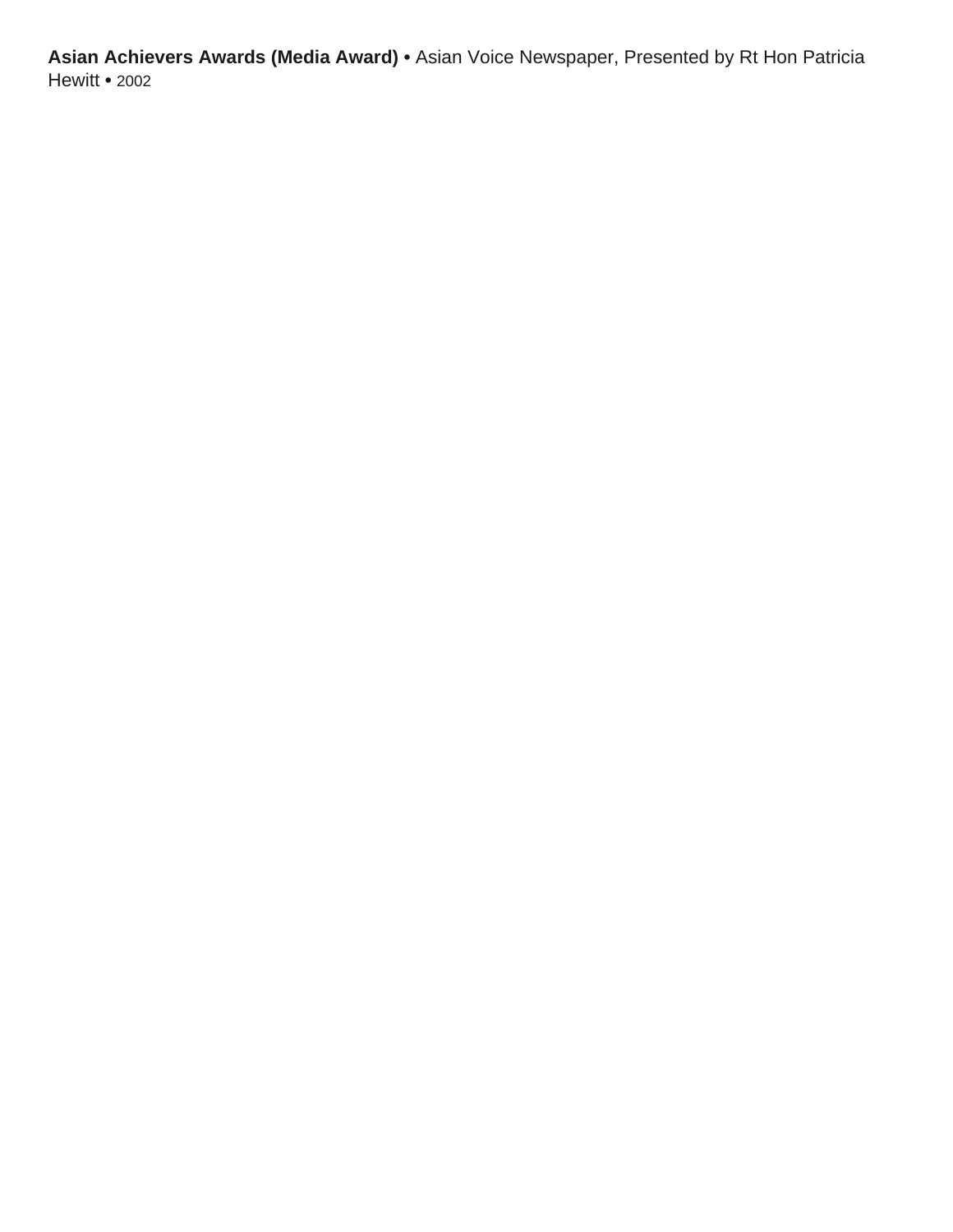**Asian Achievers Awards (Media Award)** • Asian Voice Newspaper, Presented by Rt Hon Patricia Hewitt • 2002